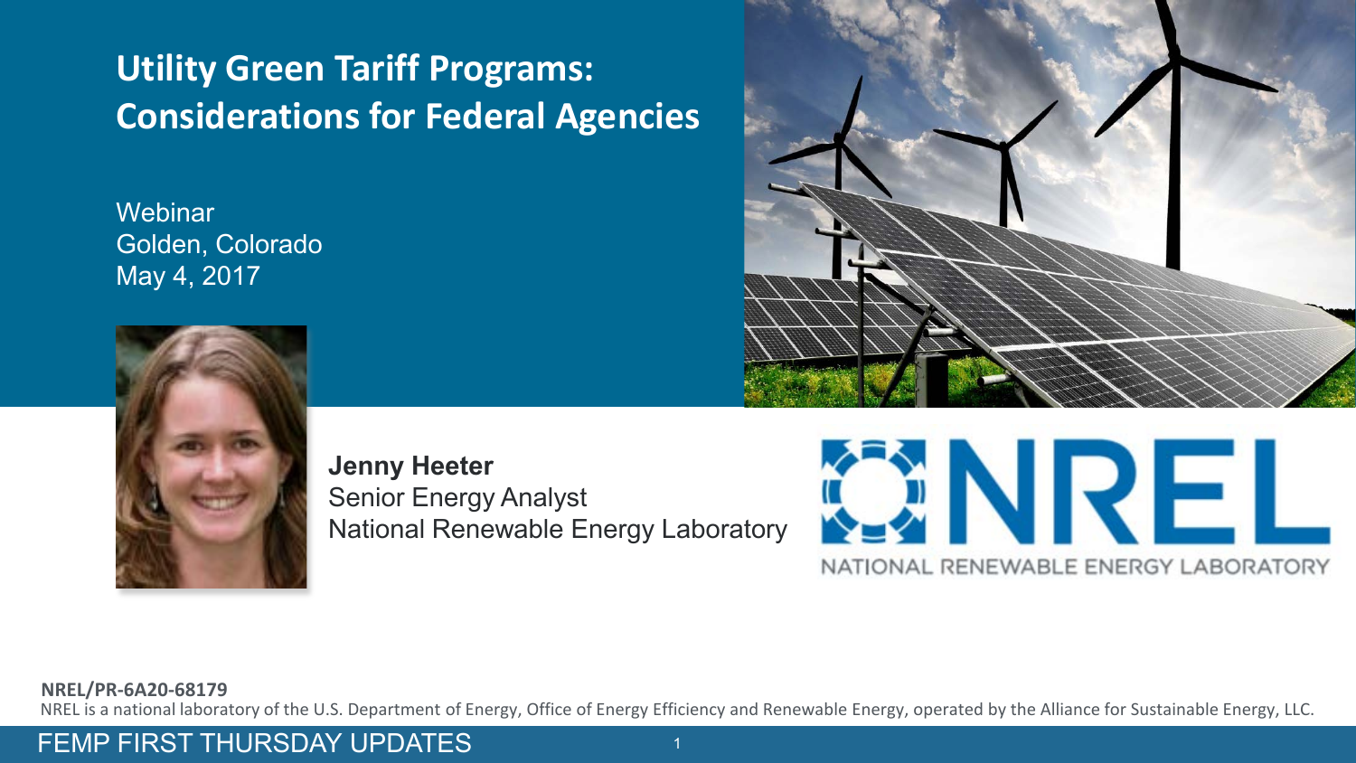# Utility Green Tariff Programs: Considerations for Federal Agencies

Webinar
Golden, Colorado
May 4, 2017

**Jenny Heeter**
Senior Energy Analyst
National Renewable Energy Laboratory

NREL
NATIONAL RENEWABLE ENERGY LABORATORY

**NREL/PR-6A20-68179**

NREL is a national laboratory of the U.S. Department of Energy, Office of Energy Efficiency and Renewable Energy, operated by the Alliance for Sustainable Energy, LLC.

FEMP FIRST THURSDAY UPDATES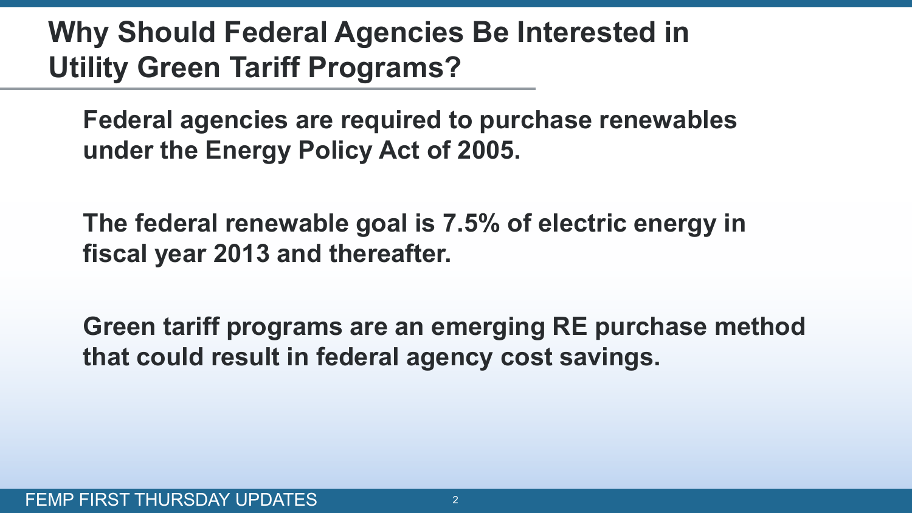# Why Should Federal Agencies Be Interested in Utility Green Tariff Programs?

**Federal agencies are required to purchase renewables under the Energy Policy Act of 2005.**

**The federal renewable goal is 7.5% of electric energy in fiscal year 2013 and thereafter.**

**Green tariff programs are an emerging RE purchase method that could result in federal agency cost savings.**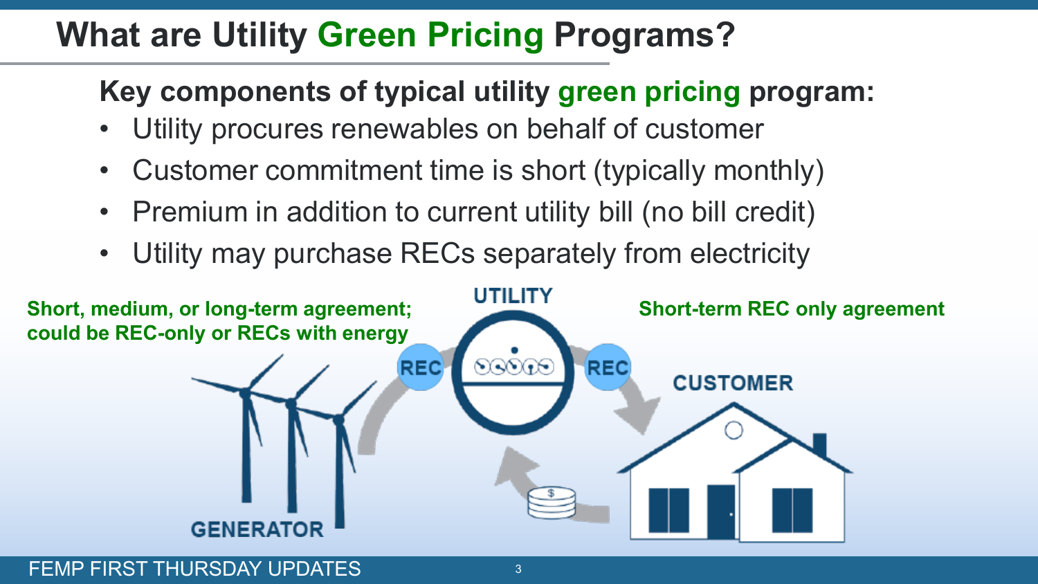# What are Utility Green Pricing Programs?

## Key components of typical utility green pricing program:

- Utility procures renewables on behalf of customer
- Customer commitment time is short (typically monthly)
- Premium in addition to current utility bill (no bill credit)
- Utility may purchase RECs separately from electricity

**Short, medium, or long-term agreement; could be REC-only or RECs with energy**

UTILITY

**Short-term REC only agreement**

REC

REC

CUSTOMER

GENERATOR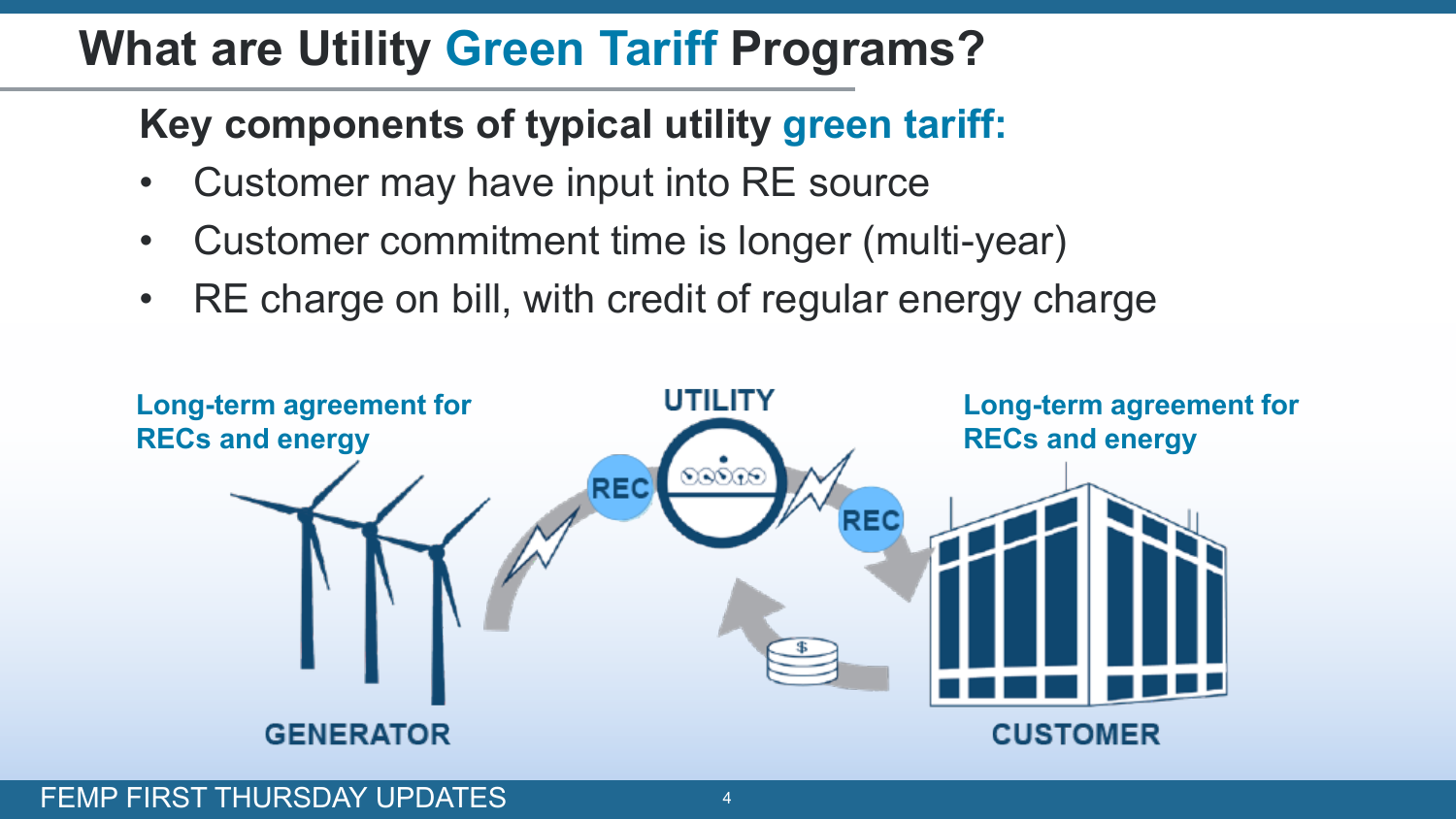# What are Utility Green Tariff Programs?

## Key components of typical utility green tariff:

- Customer may have input into RE source
- Customer commitment time is longer (multi-year)
- RE charge on bill, with credit of regular energy charge

Long-term agreement for RECs and energy

UTILITY

Long-term agreement for RECs and energy

REC

REC

GENERATOR

CUSTOMER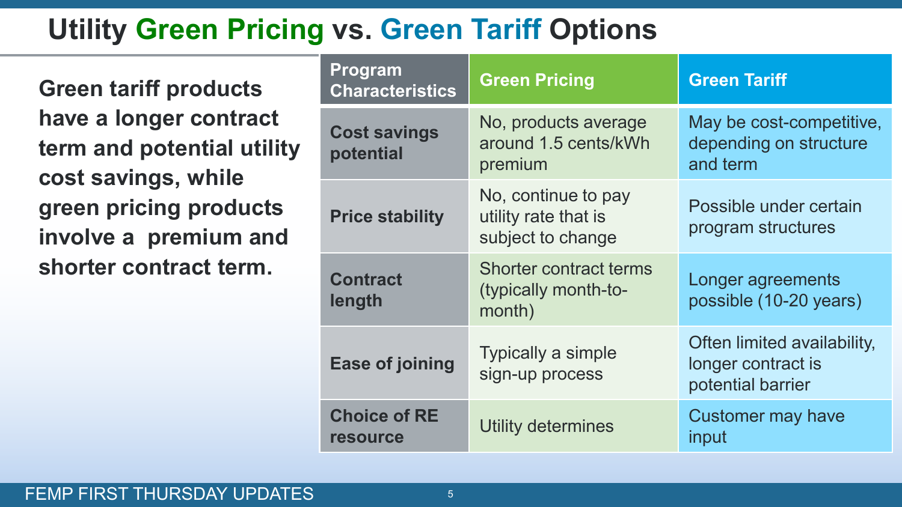# Utility Green Pricing vs. Green Tariff Options

**Green tariff products have a longer contract term and potential utility cost savings, while green pricing products involve a premium and shorter contract term.**

| Program Characteristics | Green Pricing | Green Tariff |
| --- | --- | --- |
| Cost savings potential | No, products average around 1.5 cents/kWh premium | May be cost-competitive, depending on structure and term |
| Price stability | No, continue to pay utility rate that is subject to change | Possible under certain program structures |
| Contract length | Shorter contract terms (typically month-to-month) | Longer agreements possible (10-20 years) |
| Ease of joining | Typically a simple sign-up process | Often limited availability, longer contract is potential barrier |
| Choice of RE resource | Utility determines | Customer may have input |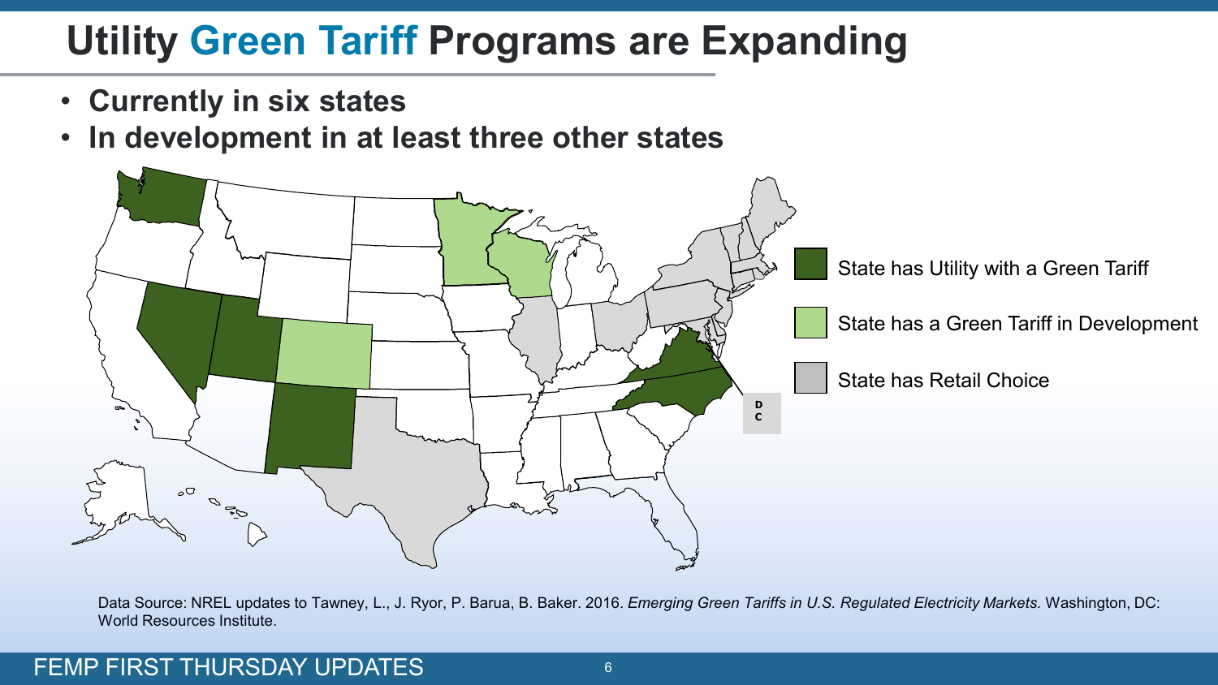# Utility Green Tariff Programs are Expanding

- **Currently in six states**
- **In development in at least three other states**

State has Utility with a Green Tariff

State has a Green Tariff in Development

State has Retail Choice

DC

Data Source: NREL updates to Tawney, L., J. Ryor, P. Barua, B. Baker. 2016. *Emerging Green Tariffs in U.S. Regulated Electricity Markets.* Washington, DC: World Resources Institute.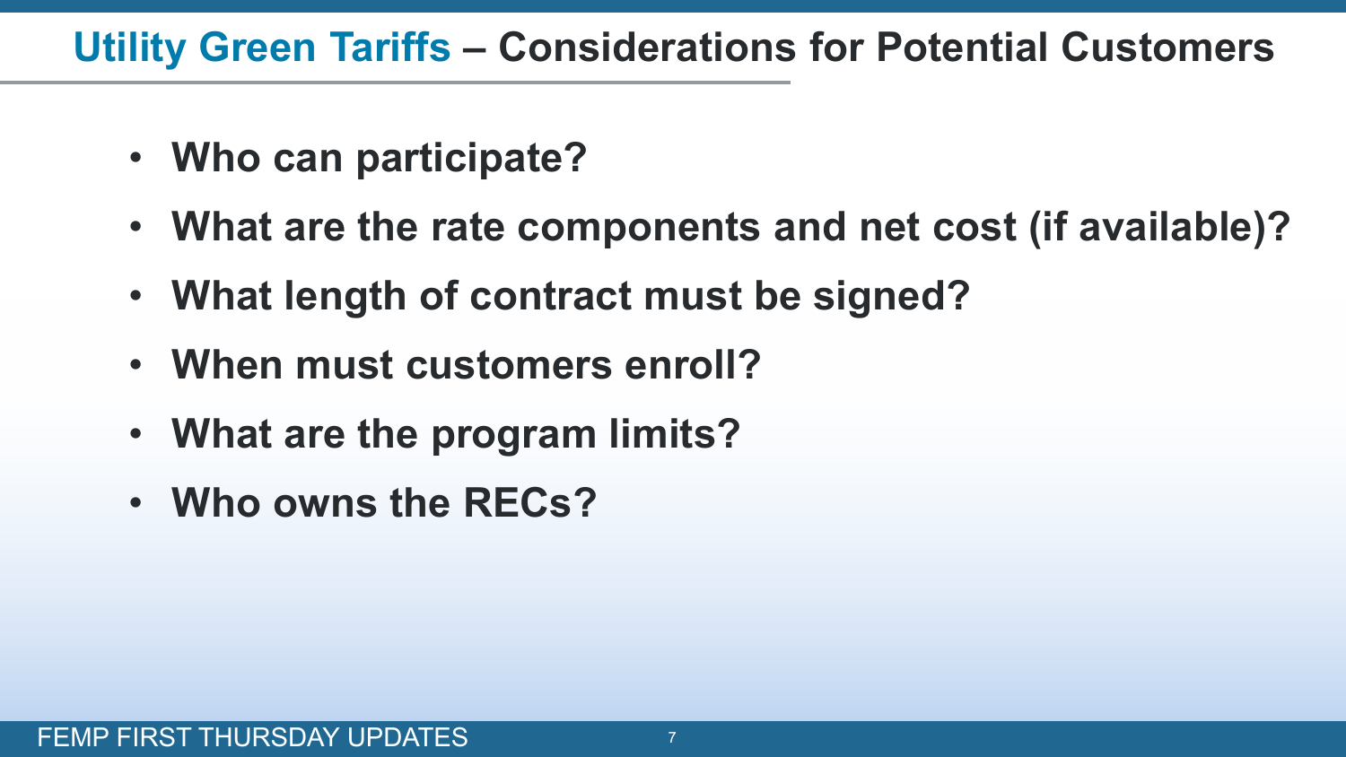# Utility Green Tariffs – Considerations for Potential Customers

- **Who can participate?**
- **What are the rate components and net cost (if available)?**
- **What length of contract must be signed?**
- **When must customers enroll?**
- **What are the program limits?**
- **Who owns the RECs?**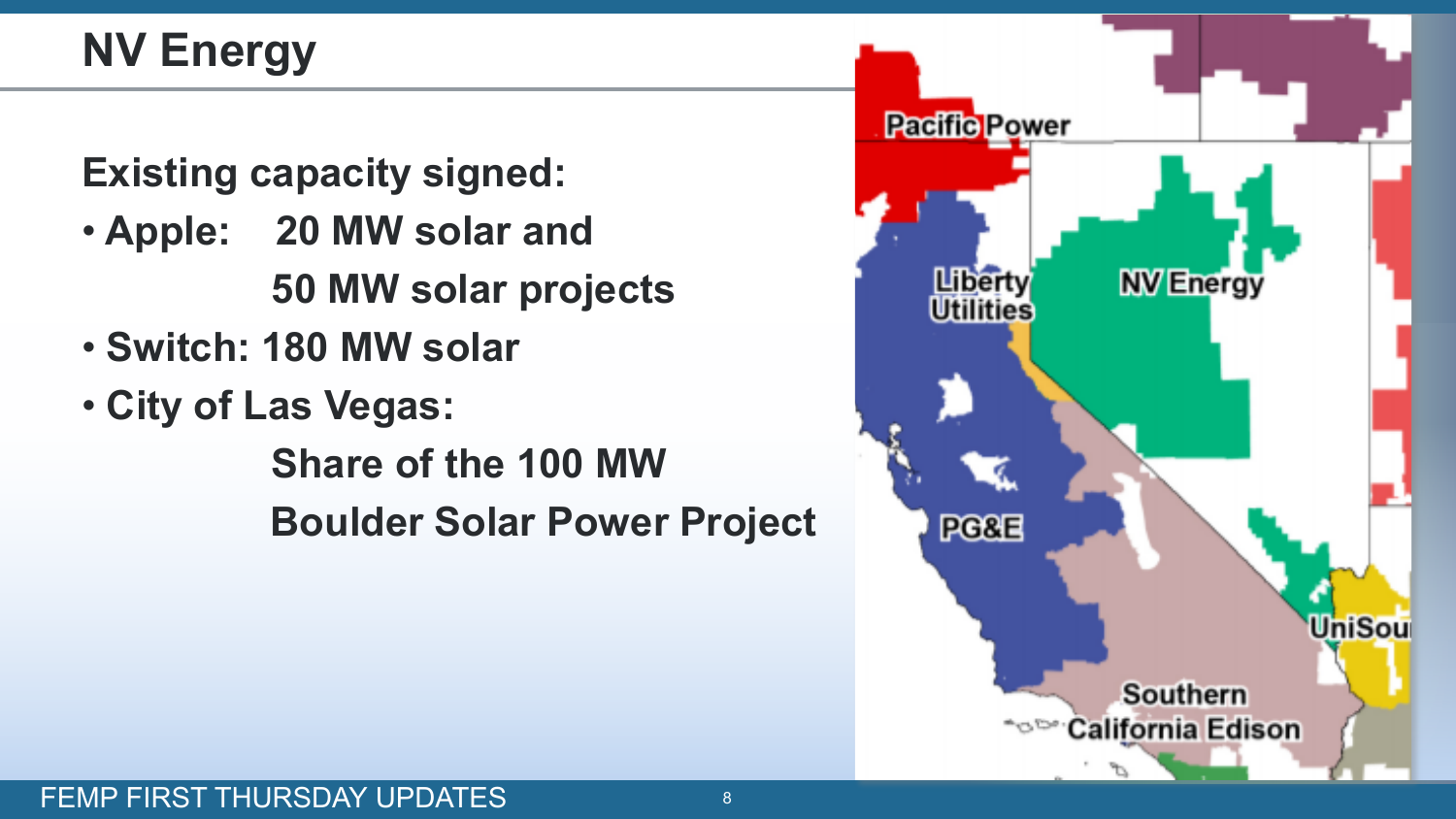# NV Energy

**Existing capacity signed:**

- **Apple: 20 MW solar and 50 MW solar projects**
- **Switch: 180 MW solar**
- **City of Las Vegas: Share of the 100 MW Boulder Solar Power Project**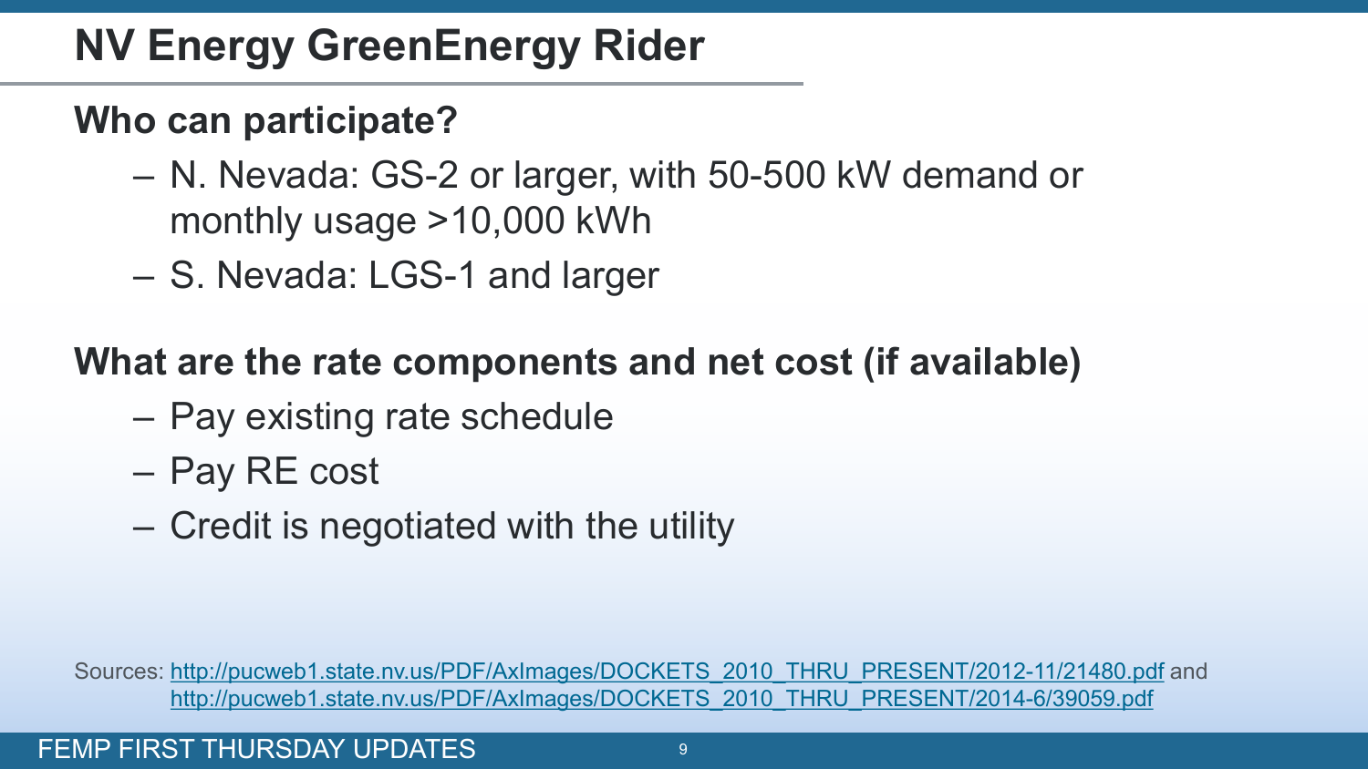# NV Energy GreenEnergy Rider

**Who can participate?**

- N. Nevada: GS-2 or larger, with 50-500 kW demand or monthly usage >10,000 kWh
- S. Nevada: LGS-1 and larger

**What are the rate components and net cost (if available)**

- Pay existing rate schedule
- Pay RE cost
- Credit is negotiated with the utility

Sources: http://pucweb1.state.nv.us/PDF/AxImages/DOCKETS_2010_THRU_PRESENT/2012-11/21480.pdf and http://pucweb1.state.nv.us/PDF/AxImages/DOCKETS_2010_THRU_PRESENT/2014-6/39059.pdf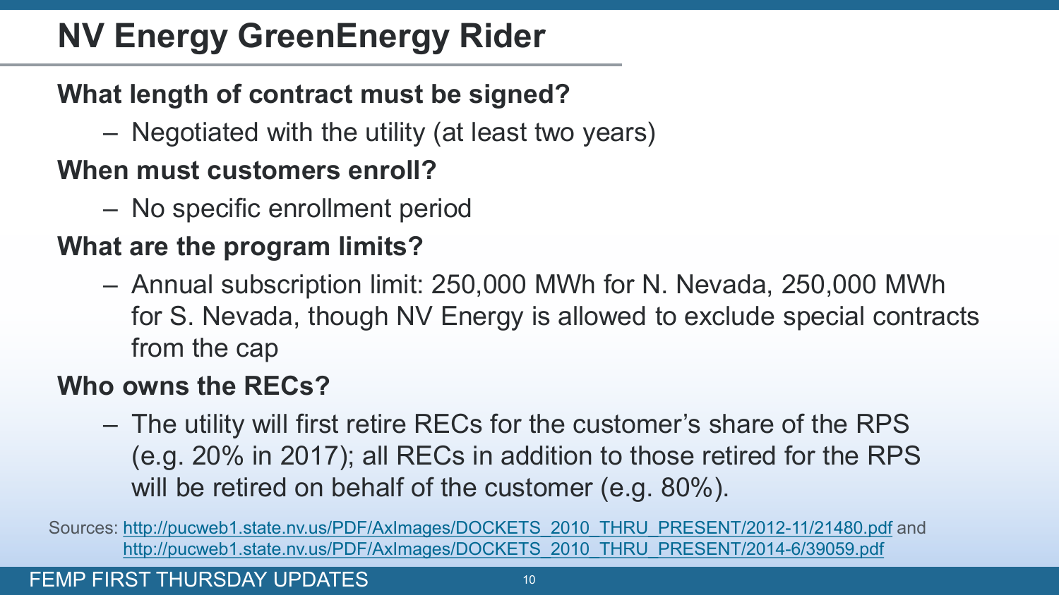# NV Energy GreenEnergy Rider

**What length of contract must be signed?**

- Negotiated with the utility (at least two years)

**When must customers enroll?**

- No specific enrollment period

**What are the program limits?**

- Annual subscription limit: 250,000 MWh for N. Nevada, 250,000 MWh for S. Nevada, though NV Energy is allowed to exclude special contracts from the cap

**Who owns the RECs?**

- The utility will first retire RECs for the customer's share of the RPS (e.g. 20% in 2017); all RECs in addition to those retired for the RPS will be retired on behalf of the customer (e.g. 80%).

Sources: http://pucweb1.state.nv.us/PDF/AxImages/DOCKETS_2010_THRU_PRESENT/2012-11/21480.pdf and http://pucweb1.state.nv.us/PDF/AxImages/DOCKETS_2010_THRU_PRESENT/2014-6/39059.pdf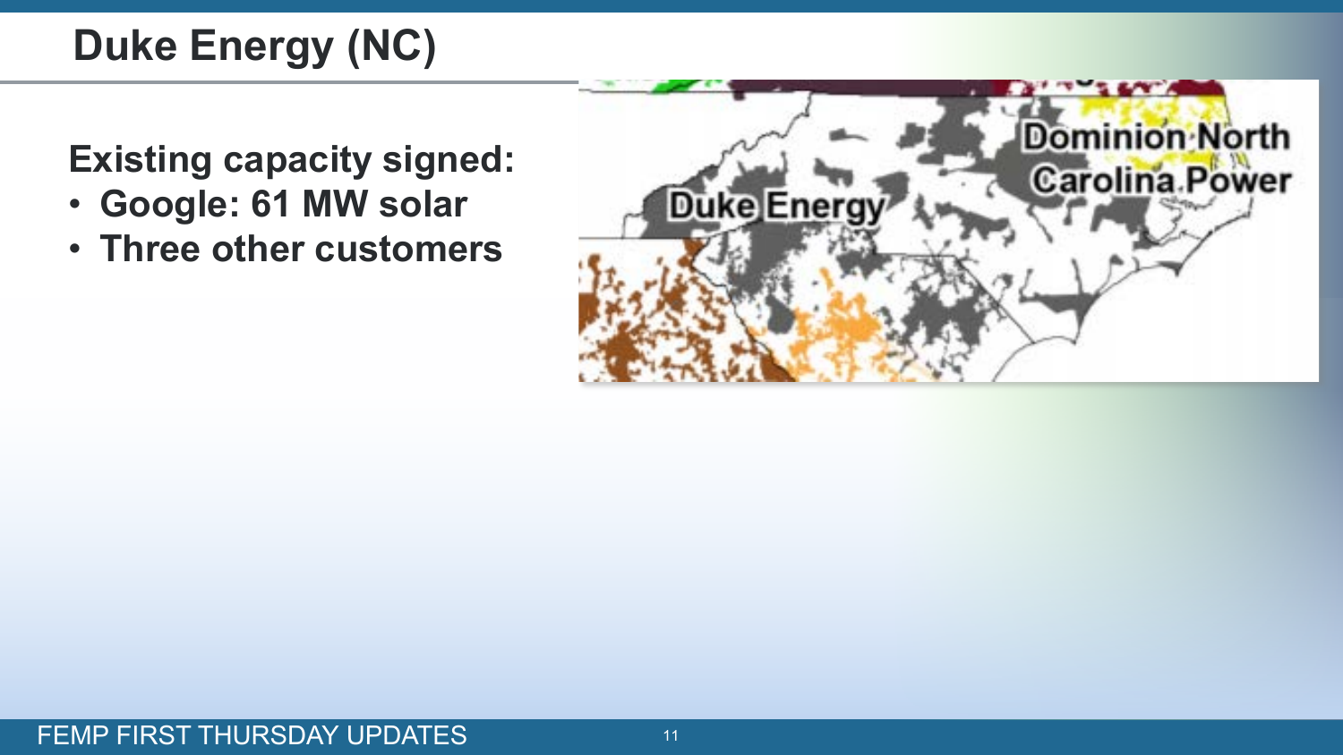# Duke Energy (NC)

**Existing capacity signed:**

- **Google: 61 MW solar**
- **Three other customers**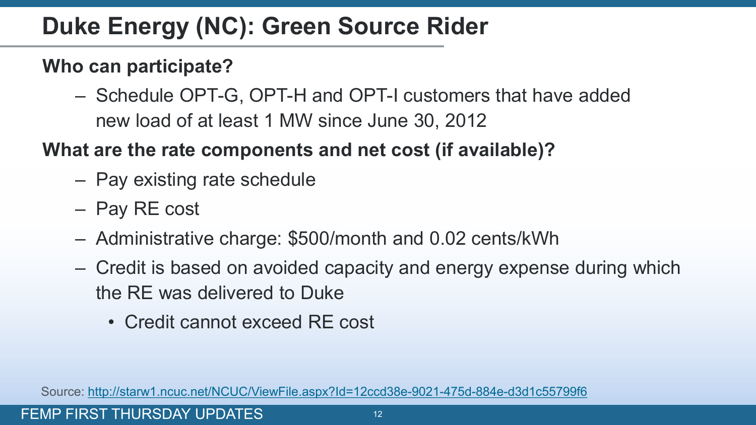# Duke Energy (NC): Green Source Rider

**Who can participate?**

- Schedule OPT-G, OPT-H and OPT-I customers that have added new load of at least 1 MW since June 30, 2012

**What are the rate components and net cost (if available)?**

- Pay existing rate schedule
- Pay RE cost
- Administrative charge: $500/month and 0.02 cents/kWh
- Credit is based on avoided capacity and energy expense during which the RE was delivered to Duke
  - Credit cannot exceed RE cost

Source: http://starw1.ncuc.net/NCUC/ViewFile.aspx?Id=12ccd38e-9021-475d-884e-d3d1c55799f6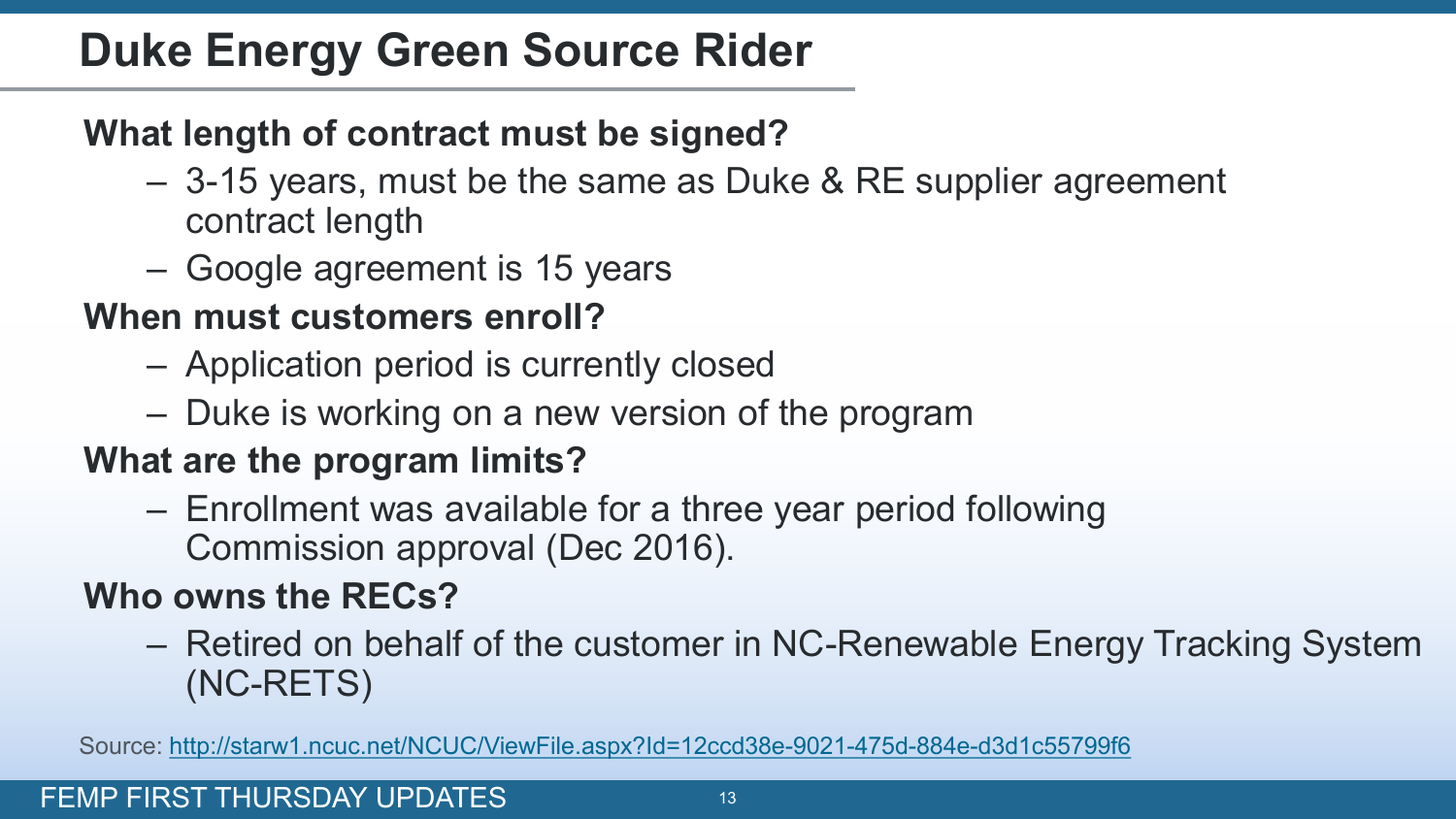# Duke Energy Green Source Rider

**What length of contract must be signed?**

- 3-15 years, must be the same as Duke & RE supplier agreement contract length
- Google agreement is 15 years

**When must customers enroll?**

- Application period is currently closed
- Duke is working on a new version of the program

**What are the program limits?**

- Enrollment was available for a three year period following Commission approval (Dec 2016).

**Who owns the RECs?**

- Retired on behalf of the customer in NC-Renewable Energy Tracking System (NC-RETS)

Source: [http://starw1.ncuc.net/NCUC/ViewFile.aspx?Id=12ccd38e-9021-475d-884e-d3d1c55799f6](http://starw1.ncuc.net/NCUC/ViewFile.aspx?Id=12ccd38e-9021-475d-884e-d3d1c55799f6)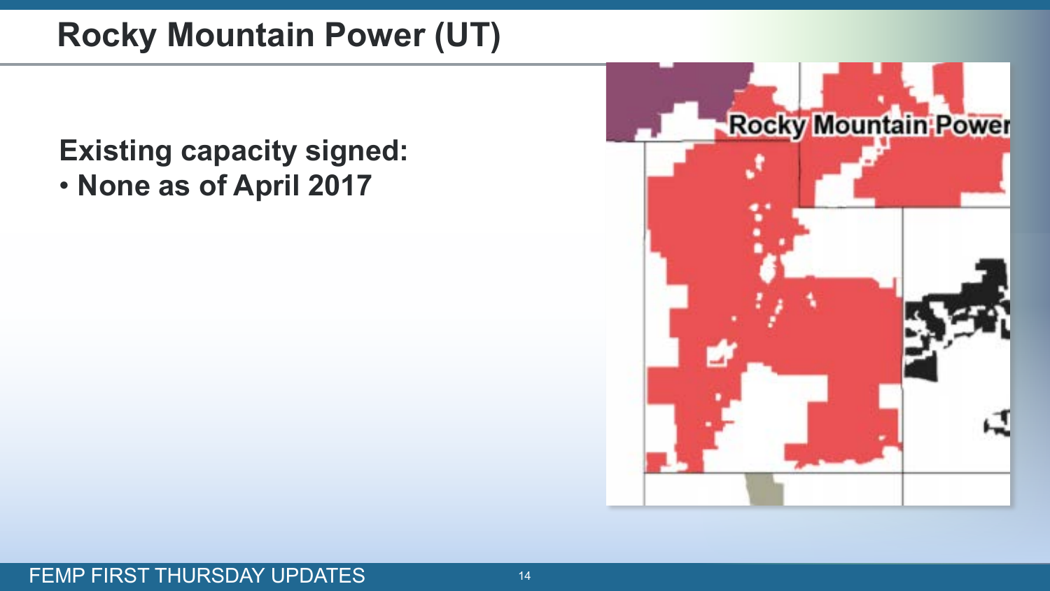# Rocky Mountain Power (UT)

**Existing capacity signed:**

- **None as of April 2017**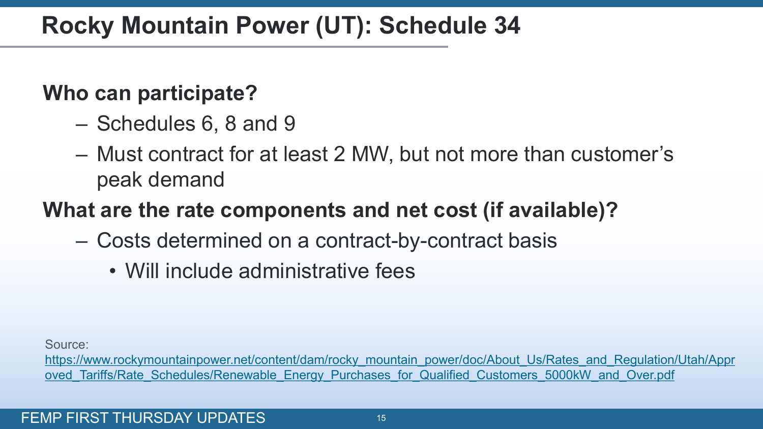# Rocky Mountain Power (UT): Schedule 34

**Who can participate?**

- Schedules 6, 8 and 9
- Must contract for at least 2 MW, but not more than customer's peak demand

**What are the rate components and net cost (if available)?**

- Costs determined on a contract-by-contract basis
  - Will include administrative fees

Source: https://www.rockymountainpower.net/content/dam/rocky_mountain_power/doc/About_Us/Rates_and_Regulation/Utah/Approved_Tariffs/Rate_Schedules/Renewable_Energy_Purchases_for_Qualified_Customers_5000kW_and_Over.pdf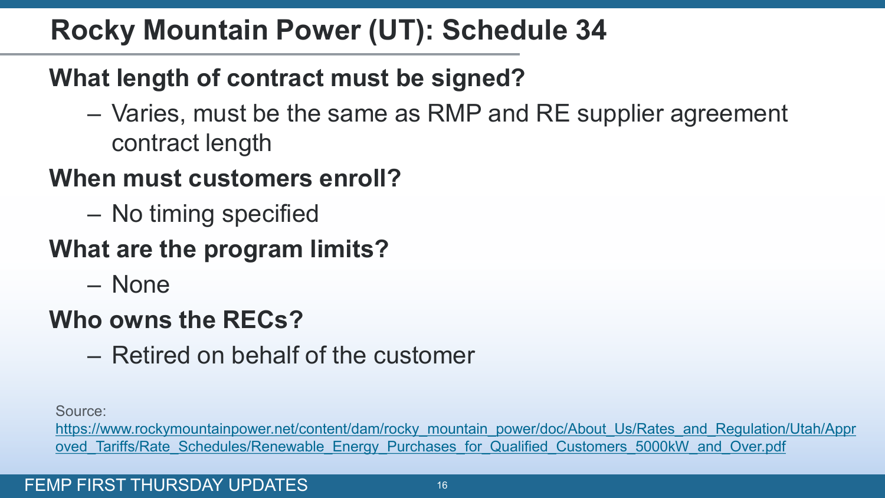# Rocky Mountain Power (UT): Schedule 34

**What length of contract must be signed?**

- Varies, must be the same as RMP and RE supplier agreement contract length

**When must customers enroll?**

- No timing specified

**What are the program limits?**

- None

**Who owns the RECs?**

- Retired on behalf of the customer

Source:
https://www.rockymountainpower.net/content/dam/rocky_mountain_power/doc/About_Us/Rates_and_Regulation/Utah/Approved_Tariffs/Rate_Schedules/Renewable_Energy_Purchases_for_Qualified_Customers_5000kW_and_Over.pdf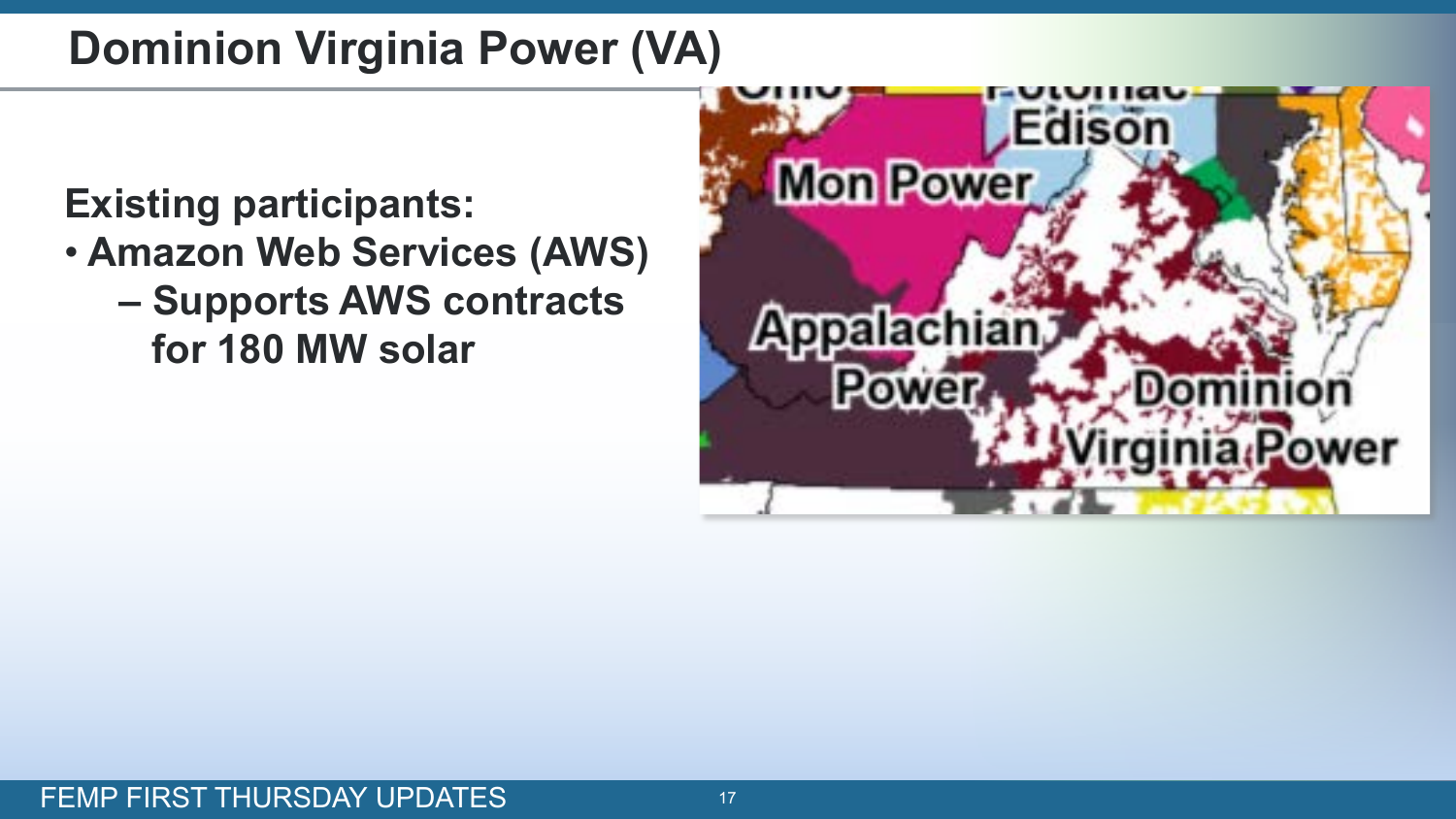# Dominion Virginia Power (VA)

**Existing participants:**

- **Amazon Web Services (AWS)**
  - **Supports AWS contracts for 180 MW solar**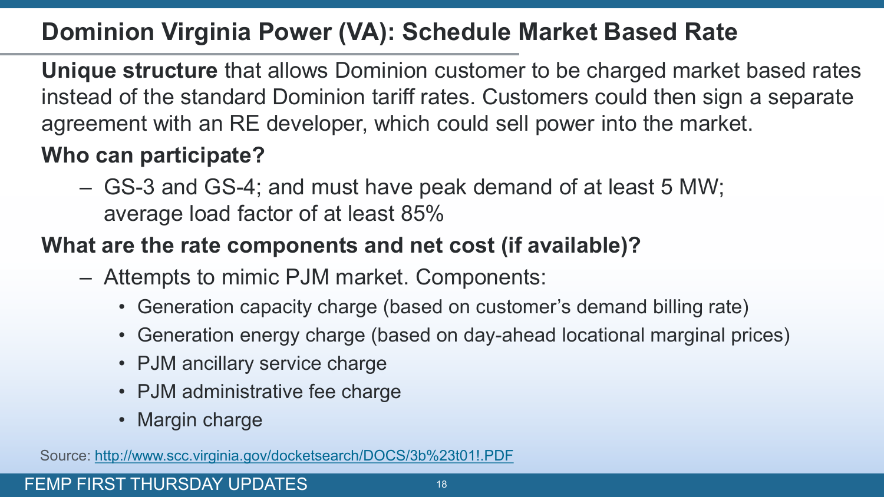# Dominion Virginia Power (VA): Schedule Market Based Rate

**Unique structure** that allows Dominion customer to be charged market based rates instead of the standard Dominion tariff rates. Customers could then sign a separate agreement with an RE developer, which could sell power into the market.

**Who can participate?**

- GS-3 and GS-4; and must have peak demand of at least 5 MW; average load factor of at least 85%

**What are the rate components and net cost (if available)?**

- Attempts to mimic PJM market. Components:
  - Generation capacity charge (based on customer's demand billing rate)
  - Generation energy charge (based on day-ahead locational marginal prices)
  - PJM ancillary service charge
  - PJM administrative fee charge
  - Margin charge

Source: http://www.scc.virginia.gov/docketsearch/DOCS/3b%23t01!.PDF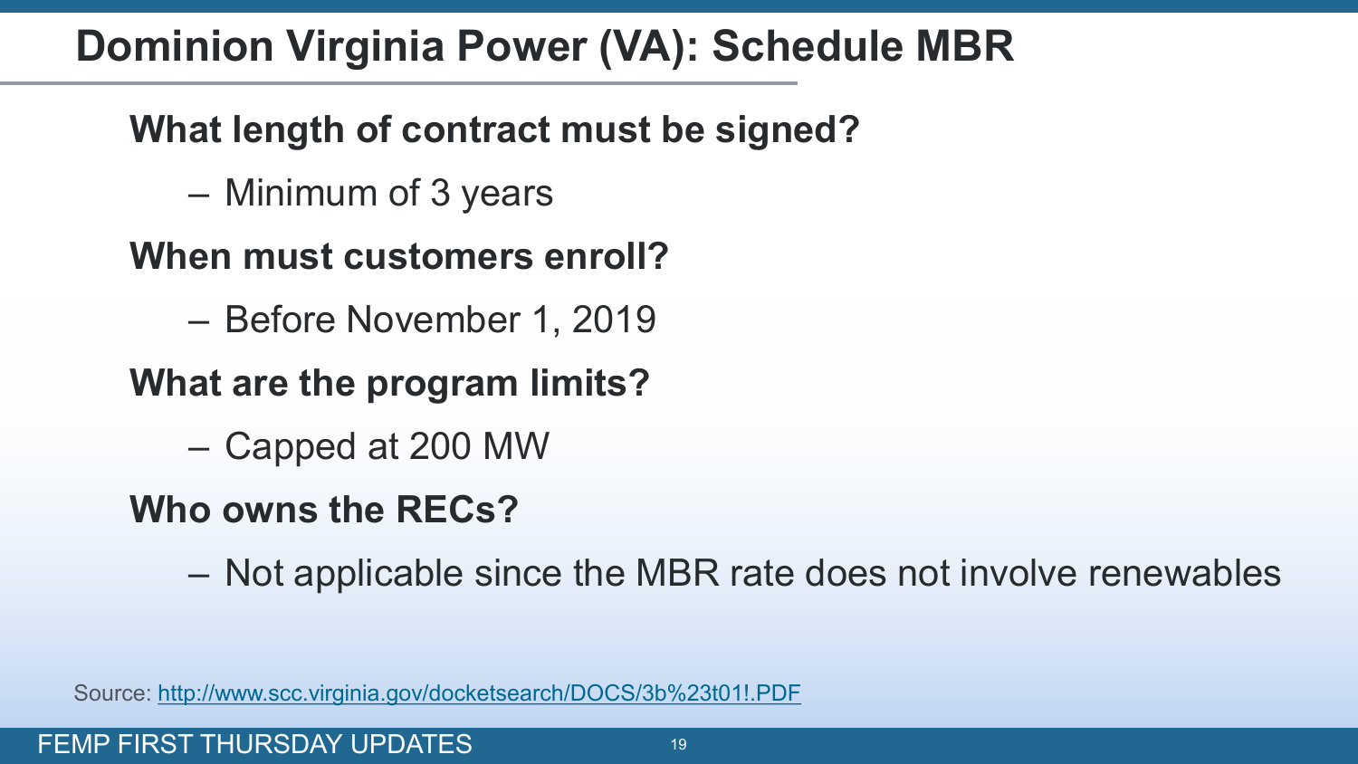# Dominion Virginia Power (VA): Schedule MBR

**What length of contract must be signed?**

- Minimum of 3 years

**When must customers enroll?**

- Before November 1, 2019

**What are the program limits?**

- Capped at 200 MW

**Who owns the RECs?**

- Not applicable since the MBR rate does not involve renewables

Source: http://www.scc.virginia.gov/docketsearch/DOCS/3b%23t01!.PDF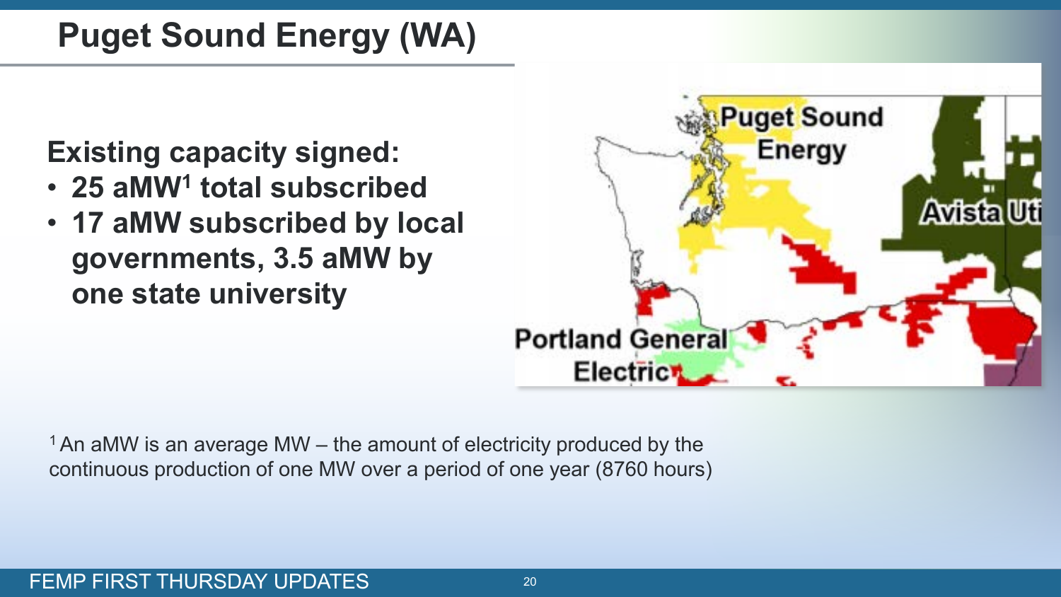# Puget Sound Energy (WA)

**Existing capacity signed:**

- **25 aMW[1] total subscribed**
- **17 aMW subscribed by local governments, 3.5 aMW by one state university**

[1] An aMW is an average MW – the amount of electricity produced by the continuous production of one MW over a period of one year (8760 hours)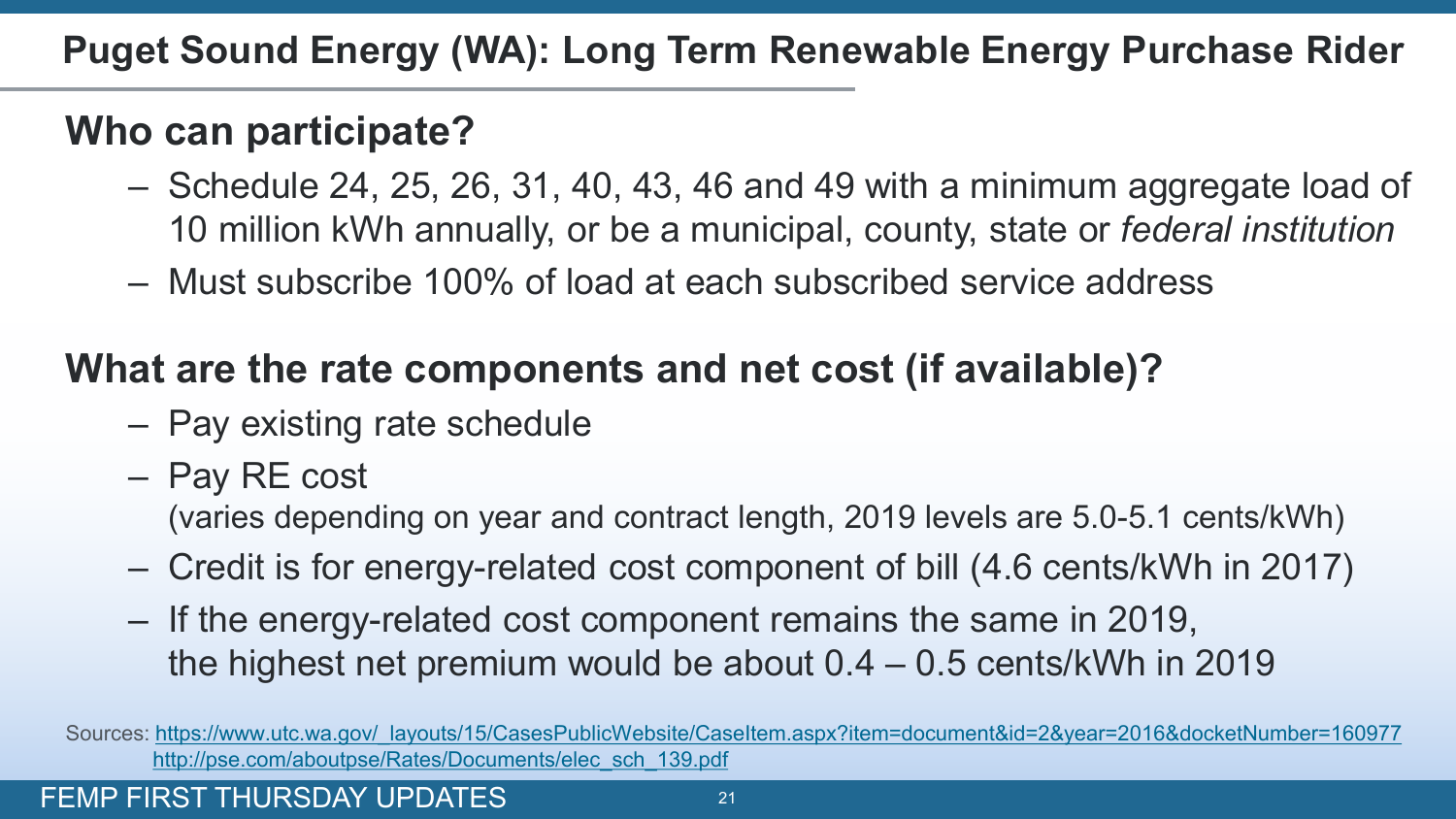# Puget Sound Energy (WA): Long Term Renewable Energy Purchase Rider

## Who can participate?

- Schedule 24, 25, 26, 31, 40, 43, 46 and 49 with a minimum aggregate load of 10 million kWh annually, or be a municipal, county, state or *federal institution*
- Must subscribe 100% of load at each subscribed service address

## What are the rate components and net cost (if available)?

- Pay existing rate schedule
- Pay RE cost
  (varies depending on year and contract length, 2019 levels are 5.0-5.1 cents/kWh)
- Credit is for energy-related cost component of bill (4.6 cents/kWh in 2017)
- If the energy-related cost component remains the same in 2019, the highest net premium would be about 0.4 – 0.5 cents/kWh in 2019

Sources: https://www.utc.wa.gov/_layouts/15/CasesPublicWebsite/CaseItem.aspx?item=document&id=2&year=2016&docketNumber=160977
http://pse.com/aboutpse/Rates/Documents/elec_sch_139.pdf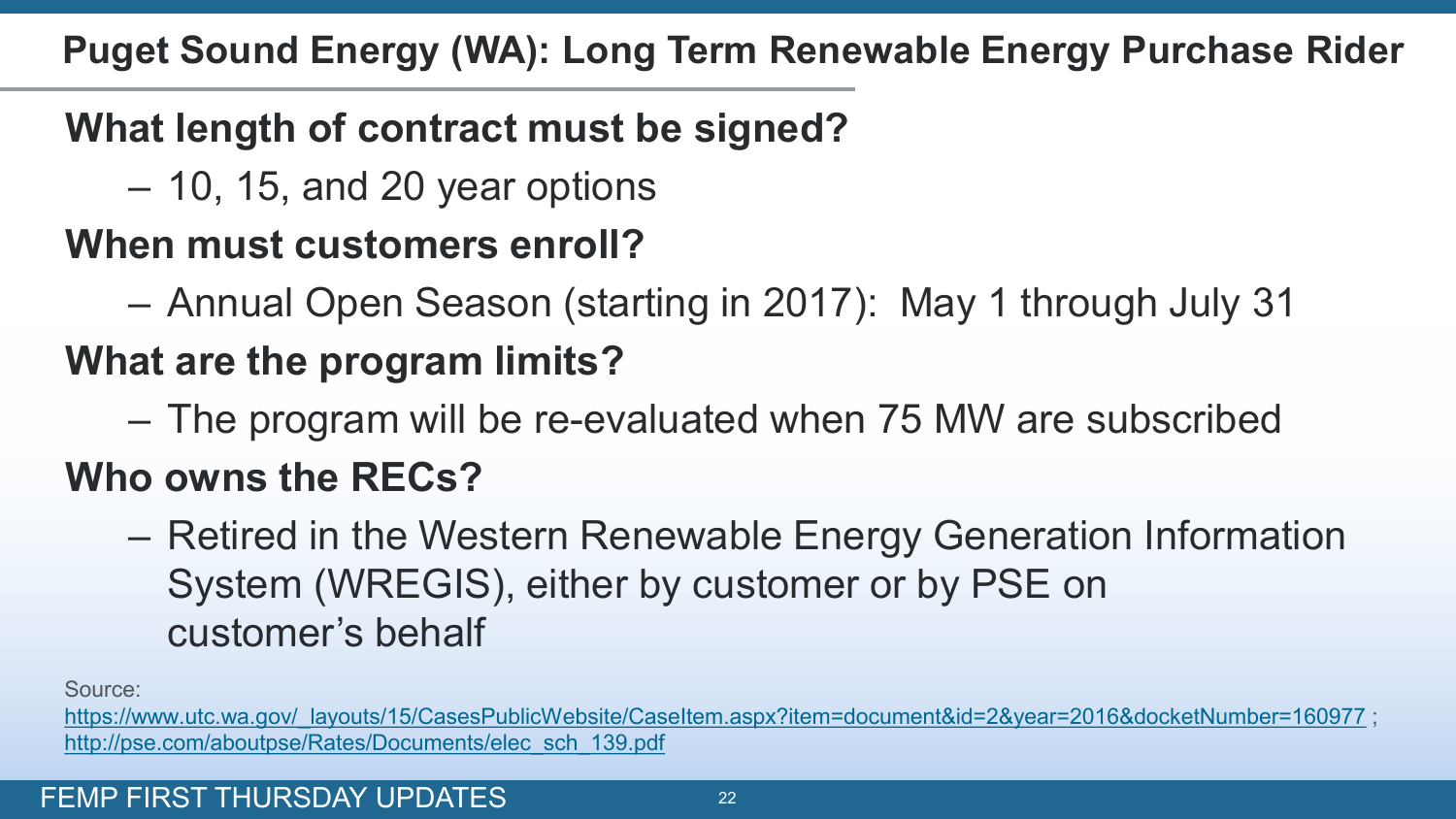# Puget Sound Energy (WA): Long Term Renewable Energy Purchase Rider

**What length of contract must be signed?**

- 10, 15, and 20 year options

**When must customers enroll?**

- Annual Open Season (starting in 2017): May 1 through July 31

**What are the program limits?**

- The program will be re-evaluated when 75 MW are subscribed

**Who owns the RECs?**

- Retired in the Western Renewable Energy Generation Information System (WREGIS), either by customer or by PSE on customer's behalf

Source:
https://www.utc.wa.gov/_layouts/15/CasesPublicWebsite/CaseItem.aspx?item=document&id=2&year=2016&docketNumber=160977 ; http://pse.com/aboutpse/Rates/Documents/elec_sch_139.pdf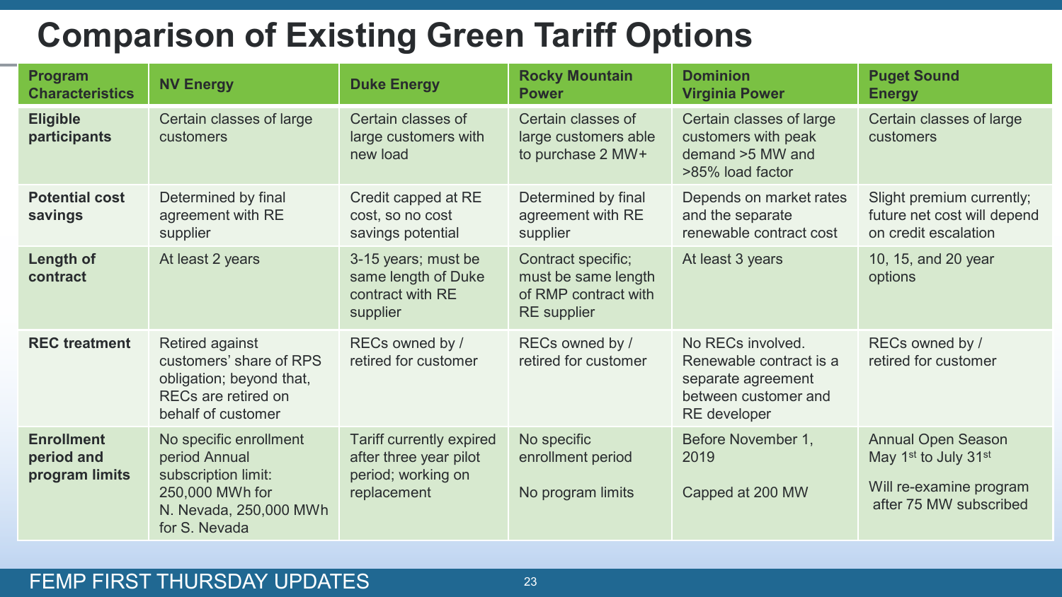# Comparison of Existing Green Tariff Options

| Program Characteristics | NV Energy | Duke Energy | Rocky Mountain Power | Dominion Virginia Power | Puget Sound Energy |
|---|---|---|---|---|---|
| **Eligible participants** | Certain classes of large customers | Certain classes of large customers with new load | Certain classes of large customers able to purchase 2 MW+ | Certain classes of large customers with peak demand >5 MW and >85% load factor | Certain classes of large customers |
| **Potential cost savings** | Determined by final agreement with RE supplier | Credit capped at RE cost, so no cost savings potential | Determined by final agreement with RE supplier | Depends on market rates and the separate renewable contract cost | Slight premium currently; future net cost will depend on credit escalation |
| **Length of contract** | At least 2 years | 3-15 years; must be same length of Duke contract with RE supplier | Contract specific; must be same length of RMP contract with RE supplier | At least 3 years | 10, 15, and 20 year options |
| **REC treatment** | Retired against customers' share of RPS obligation; beyond that, RECs are retired on behalf of customer | RECs owned by / retired for customer | RECs owned by / retired for customer | No RECs involved. Renewable contract is a separate agreement between customer and RE developer | RECs owned by / retired for customer |
| **Enrollment period and program limits** | No specific enrollment period Annual subscription limit: 250,000 MWh for N. Nevada, 250,000 MWh for S. Nevada | Tariff currently expired after three year pilot period; working on replacement | No specific enrollment period<br><br>No program limits | Before November 1, 2019<br><br>Capped at 200 MW | Annual Open Season May 1st to July 31st<br><br>Will re-examine program after 75 MW subscribed |

FEMP FIRST THURSDAY UPDATES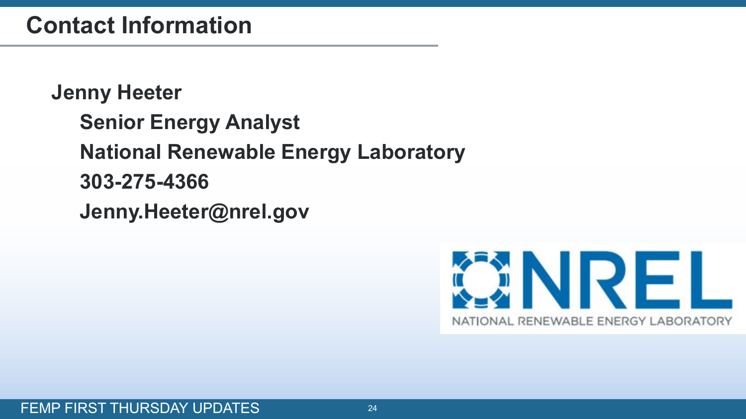# Contact Information

**Jenny Heeter**

**Senior Energy Analyst**

**National Renewable Energy Laboratory**

**303-275-4366**

**Jenny.Heeter@nrel.gov**